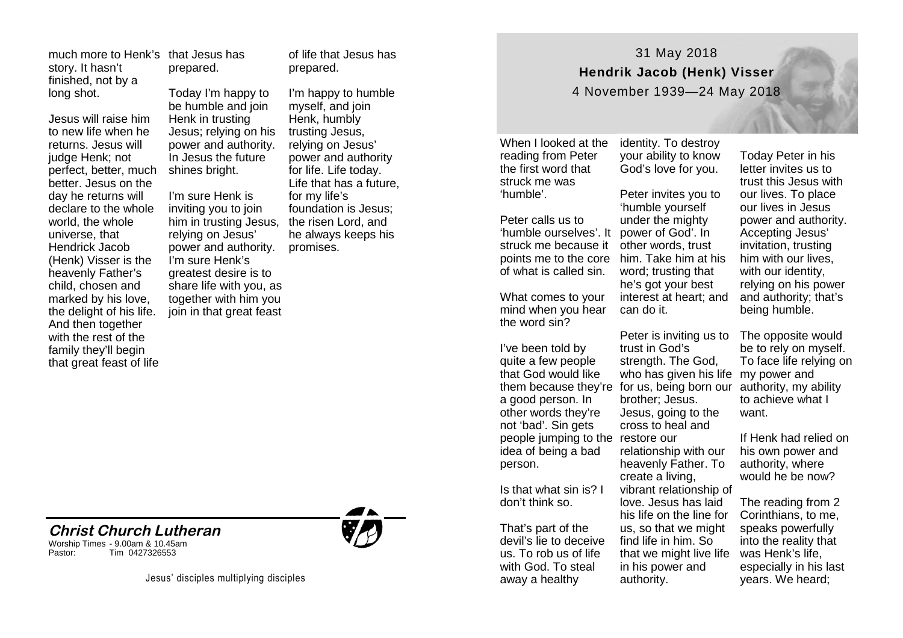much more to Henk's story. It hasn't finished, not by a long shot.

Jesus will raise him to new life when he returns. Jesus will judge Henk; not perfect, better, much better. Jesus on the day he returns will declare to the whole world, the whole universe, that Hendrick Jacob (Henk) Visser is the heavenly Father's child, chosen and marked by his love, the delight of his life. And then together with the rest of the family they'll begin that great feast of life that Jesus has prepared.

Today I'm happy to be humble and join Henk in trusting Jesus; relying on his power and authority. In Jesus the future shines bright.

I'm sure Henk is inviting you to join him in trusting Jesus, relying on Jesus' power and authority. I'm sure Henk's greatest desire is to share life with you, as together with him you join in that great feast of life that Jesus has prepared.

I'm happy to humble myself, and join Henk, humbly trusting Jesus, relying on Jesus' power and authority for life. Life today. Life that has a future, for my life's foundation is Jesus; the risen Lord, and he always keeps his promises.

**Christ Church Lutheran**

Worship Times - 9.00am & 10.45am
Pastor: Tim 0427326553

Jesus' disciples multiplying disciples

31 May 2018

**Hendrik Jacob (Henk) Visser**

4 November 1939—24 May 2018

When I looked at the reading from Peter the first word that struck me was 'humble'.

Peter calls us to 'humble ourselves'. It struck me because it points me to the core of what is called sin.

What comes to your mind when you hear the word sin?

I've been told by quite a few people that God would like them because they're a good person. In other words they're not 'bad'. Sin gets people jumping to the idea of being a bad person.

Is that what sin is? I don't think so.

That's part of the devil's lie to deceive us. To rob us of life with God. To steal away a healthy identity. To destroy your ability to know God's love for you.

Peter invites you to 'humble yourself under the mighty power of God'. In other words, trust him. Take him at his word; trusting that he's got your best interest at heart; and can do it.

Peter is inviting us to trust in God's strength. The God, who has given his life for us, being born our brother; Jesus. Jesus, going to the cross to heal and restore our relationship with our heavenly Father. To create a living, vibrant relationship of love. Jesus has laid his life on the line for us, so that we might find life in him. So that we might live life in his power and authority.

Today Peter in his letter invites us to trust this Jesus with our lives. To place our lives in Jesus power and authority. Accepting Jesus' invitation, trusting him with our lives, with our identity, relying on his power and authority; that's being humble.

The opposite would be to rely on myself. To face life relying on my power and authority, my ability to achieve what I want.

If Henk had relied on his own power and authority, where would he be now?

The reading from 2 Corinthians, to me, speaks powerfully into the reality that was Henk's life, especially in his last years. We heard;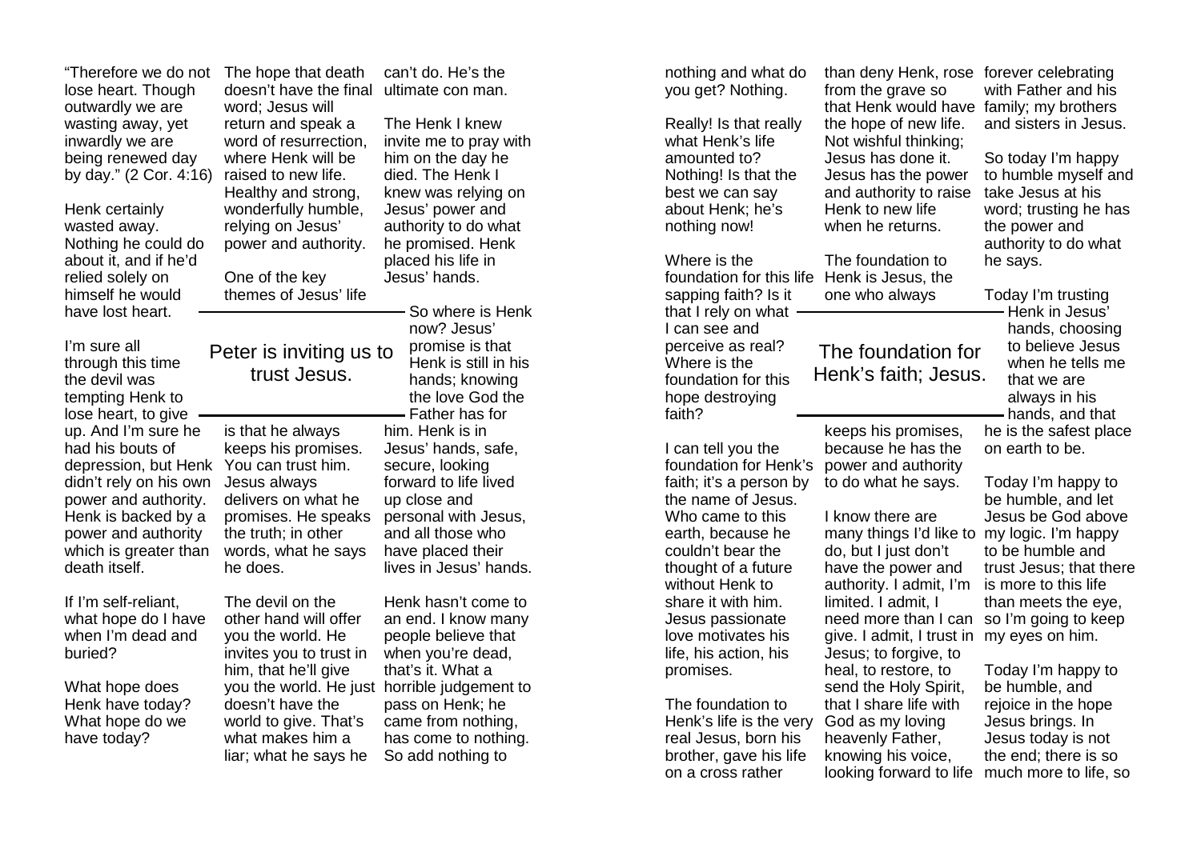"Therefore we do not lose heart. Though outwardly we are wasting away, yet inwardly we are being renewed day by day." (2 Cor. 4:16)

Henk certainly wasted away. Nothing he could do about it, and if he'd relied solely on himself he would have lost heart.

I'm sure all through this time the devil was tempting Henk to lose heart, to give up. And I'm sure he had his bouts of depression, but Henk didn't rely on his own power and authority. Henk is backed by a power and authority which is greater than death itself.

If I'm self-reliant, what hope do I have when I'm dead and buried?

What hope does Henk have today? What hope do we have today?

The hope that death doesn't have the final word; Jesus will return and speak a word of resurrection, where Henk will be raised to new life. Healthy and strong, wonderfully humble, relying on Jesus' power and authority.

One of the key themes of Jesus' life is that he always keeps his promises. You can trust him. Jesus always delivers on what he promises. He speaks the truth; in other words, what he says he does.

> Peter is inviting us to trust Jesus.

The devil on the other hand will offer you the world. He invites you to trust in him, that he'll give you the world. He just doesn't have the world to give. That's what makes him a liar; what he says he can't do. He's the ultimate con man.

The Henk I knew invite me to pray with him on the day he died. The Henk I knew was relying on Jesus' power and authority to do what he promised. Henk placed his life in Jesus' hands.

So where is Henk now? Jesus' promise is that Henk is still in his hands; knowing the love God the Father has for him. Henk is in Jesus' hands, safe, secure, looking forward to life lived up close and personal with Jesus, and all those who have placed their lives in Jesus' hands.

Henk hasn't come to an end. I know many people believe that when you're dead, that's it. What a horrible judgement to pass on Henk; he came from nothing, has come to nothing. So add nothing to nothing and what do you get? Nothing.

Really! Is that really what Henk's life amounted to? Nothing! Is that the best we can say about Henk; he's nothing now!

Where is the foundation for this life sapping faith? Is it that I rely on what I can see and perceive as real? Where is the foundation for this hope destroying faith?

I can tell you the foundation for Henk's faith; it's a person by the name of Jesus. Who came to this earth, because he couldn't bear the thought of a future without Henk to share it with him. Jesus passionate love motivates his life, his action, his promises.

The foundation to Henk's life is the very real Jesus, born his brother, gave his life on a cross rather than deny Henk, rose from the grave so that Henk would have the hope of new life. Not wishful thinking; Jesus has done it. Jesus has the power and authority to raise Henk to new life when he returns.

The foundation to Henk is Jesus, the one who always keeps his promises, because he has the power and authority to do what he says.

> The foundation for Henk's faith; Jesus.

I know there are many things I'd like to do, but I just don't have the power and authority. I admit, I'm limited. I admit, I need more than I can give. I admit, I trust in Jesus; to forgive, to heal, to restore, to send the Holy Spirit, that I share life with God as my loving heavenly Father, knowing his voice, looking forward to life forever celebrating with Father and his family; my brothers and sisters in Jesus.

So today I'm happy to humble myself and take Jesus at his word; trusting he has the power and authority to do what he says.

Today I'm trusting Henk in Jesus' hands, choosing to believe Jesus when he tells me that we are always in his hands, and that he is the safest place on earth to be.

Today I'm happy to be humble, and let Jesus be God above my logic. I'm happy to be humble and trust Jesus; that there is more to this life than meets the eye, so I'm going to keep my eyes on him.

Today I'm happy to be humble, and rejoice in the hope Jesus brings. In Jesus today is not the end; there is so much more to life, so